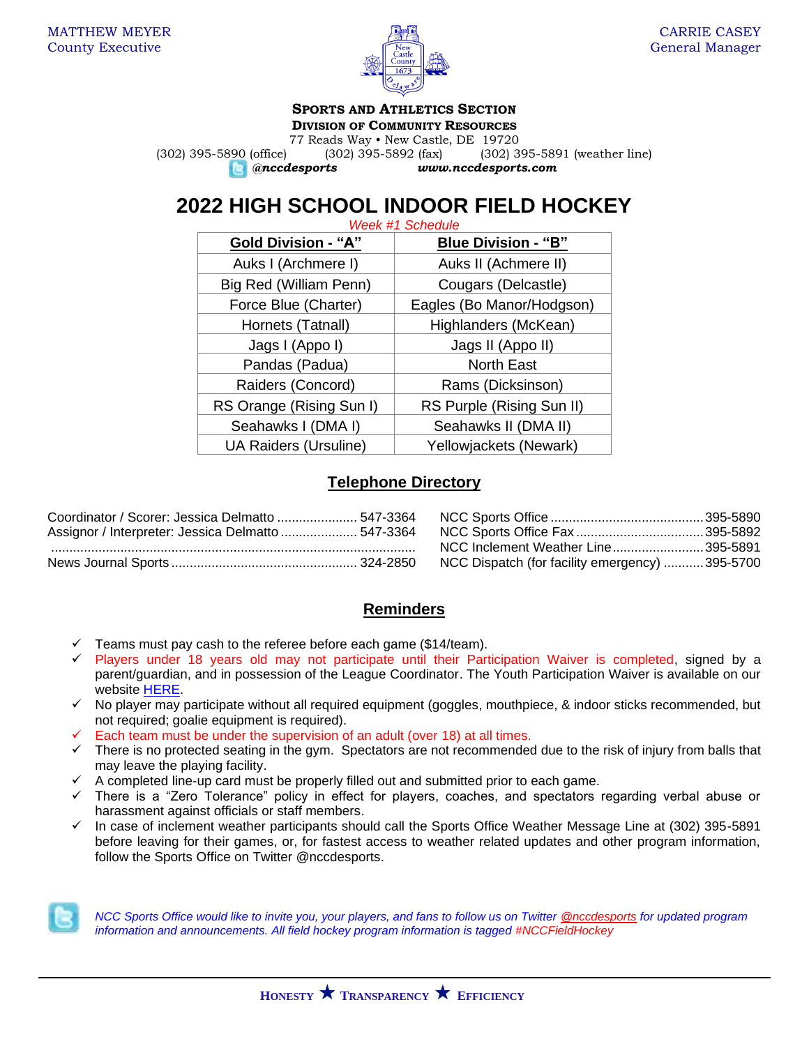MATTHEW MEYER
County Executive

CARRIE CASEY
General Manager

**SPORTS AND ATHLETICS SECTION**
**DIVISION OF COMMUNITY RESOURCES**
77 Reads Way • New Castle, DE 19720
(302) 395-5890 (office) (302) 395-5892 (fax) (302) 395-5891 (weather line)
***@nccdesports*** ***www.nccdesports.com***

# 2022 HIGH SCHOOL INDOOR FIELD HOCKEY

*Week #1 Schedule*

| Gold Division - "A" | Blue Division - "B" |
|---|---|
| Auks I (Archmere I) | Auks II (Achmere II) |
| Big Red (William Penn) | Cougars (Delcastle) |
| Force Blue (Charter) | Eagles (Bo Manor/Hodgson) |
| Hornets (Tatnall) | Highlanders (McKean) |
| Jags I (Appo I) | Jags II (Appo II) |
| Pandas (Padua) | North East |
| Raiders (Concord) | Rams (Dicksinson) |
| RS Orange (Rising Sun I) | RS Purple (Rising Sun II) |
| Seahawks I (DMA I) | Seahawks II (DMA II) |
| UA Raiders (Ursuline) | Yellowjackets (Newark) |

## Telephone Directory

Coordinator / Scorer: Jessica Delmatto ...................... 547-3364
Assignor / Interpreter: Jessica Delmatto ..................... 547-3364
...................................................................................................
News Journal Sports .................................................. 324-2850

NCC Sports Office .......................................... 395-5890
NCC Sports Office Fax ................................... 395-5892
NCC Inclement Weather Line ......................... 395-5891
NCC Dispatch (for facility emergency) ........... 395-5700

## Reminders

- ✓ Teams must pay cash to the referee before each game ($14/team).
- ✓ Players under 18 years old may not participate until their Participation Waiver is completed, signed by a parent/guardian, and in possession of the League Coordinator. The Youth Participation Waiver is available on our website HERE.
- ✓ No player may participate without all required equipment (goggles, mouthpiece, & indoor sticks recommended, but not required; goalie equipment is required).
- ✓ Each team must be under the supervision of an adult (over 18) at all times.
- ✓ There is no protected seating in the gym. Spectators are not recommended due to the risk of injury from balls that may leave the playing facility.
- ✓ A completed line-up card must be properly filled out and submitted prior to each game.
- ✓ There is a "Zero Tolerance" policy in effect for players, coaches, and spectators regarding verbal abuse or harassment against officials or staff members.
- ✓ In case of inclement weather participants should call the Sports Office Weather Message Line at (302) 395-5891 before leaving for their games, or, for fastest access to weather related updates and other program information, follow the Sports Office on Twitter @nccdesports.

*NCC Sports Office would like to invite you, your players, and fans to follow us on Twitter @nccdesports for updated program information and announcements. All field hockey program information is tagged #NCCFieldHockey*

**HONESTY ★ TRANSPARENCY ★ EFFICIENCY**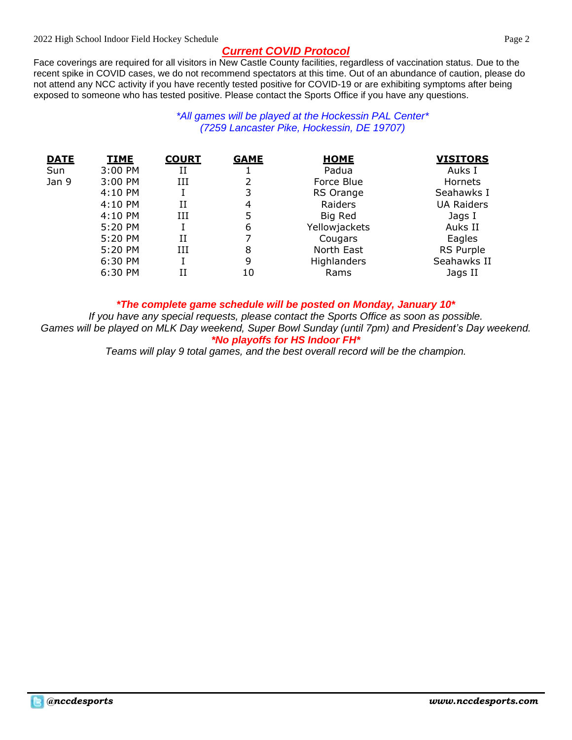## *Current COVID Protocol*

Face coverings are required for all visitors in New Castle County facilities, regardless of vaccination status. Due to the recent spike in COVID cases, we do not recommend spectators at this time. Out of an abundance of caution, please do not attend any NCC activity if you have recently tested positive for COVID-19 or are exhibiting symptoms after being exposed to someone who has tested positive. Please contact the Sports Office if you have any questions.

*\*All games will be played at the Hockessin PAL Center\**
*(7259 Lancaster Pike, Hockessin, DE 19707)*

| DATE | TIME | COURT | GAME | HOME | VISITORS |
|---|---|---|---|---|---|
| Sun | 3:00 PM | II | 1 | Padua | Auks I |
| Jan 9 | 3:00 PM | III | 2 | Force Blue | Hornets |
| | 4:10 PM | I | 3 | RS Orange | Seahawks I |
| | 4:10 PM | II | 4 | Raiders | UA Raiders |
| | 4:10 PM | III | 5 | Big Red | Jags I |
| | 5:20 PM | I | 6 | Yellowjackets | Auks II |
| | 5:20 PM | II | 7 | Cougars | Eagles |
| | 5:20 PM | III | 8 | North East | RS Purple |
| | 6:30 PM | I | 9 | Highlanders | Seahawks II |
| | 6:30 PM | II | 10 | Rams | Jags II |

***\*The complete game schedule will be posted on Monday, January 10\****

*If you have any special requests, please contact the Sports Office as soon as possible.*

*Games will be played on MLK Day weekend, Super Bowl Sunday (until 7pm) and President's Day weekend.*

***\*No playoffs for HS Indoor FH\****

*Teams will play 9 total games, and the best overall record will be the champion.*